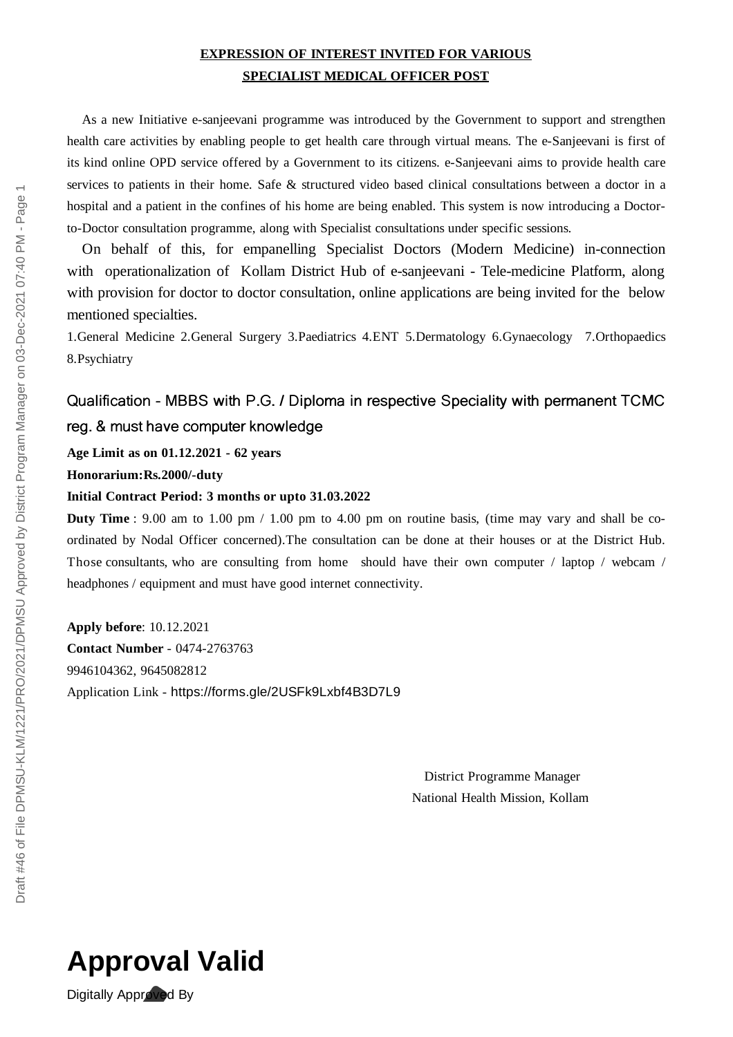## EXPRESSION OF INTEREST INVITED FOR VARIOUS SPECIALIST MEDICAL OFFICER POST

As a new Initiative e-sanjeevani programme was introduced by the Government to support and strengthen health care activities by enabling people to get health care through virtual means. The e-Sanjeevani is first of its kind online OPD service offered by a Government to its citizens. e-Sanjeevani aims to provide health care services to patients in their home. Safe & structured video based clinical consultations between a doctor in a hospital and a patient in the confines of his home are being enabled. This system is now introducing a Doctor-to-Doctor consultation programme, along with Specialist consultations under specific sessions.

On behalf of this, for empanelling Specialist Doctors (Modern Medicine) in-connection with operationalization of Kollam District Hub of e-sanjeevani - Tele-medicine Platform, along with provision for doctor to doctor consultation, online applications are being invited for the below mentioned specialties.

1.General Medicine 2.General Surgery 3.Paediatrics 4.ENT 5.Dermatology 6.Gynaecology 7.Orthopaedics 8.Psychiatry

Qualification - MBBS with P.G. / Diploma in respective Speciality with permanent TCMC reg. & must have computer knowledge

**Age Limit as on 01.12.2021 - 62 years**

**Honorarium:Rs.2000/-duty**

**Initial Contract Period: 3 months or upto 31.03.2022**

**Duty Time** : 9.00 am to 1.00 pm / 1.00 pm to 4.00 pm on routine basis, (time may vary and shall be co-ordinated by Nodal Officer concerned).The consultation can be done at their houses or at the District Hub. Those consultants, who are consulting from home should have their own computer / laptop / webcam / headphones / equipment and must have good internet connectivity.

**Apply before**: 10.12.2021

**Contact Number** - 0474-2763763

9946104362, 9645082812

Application Link - https://forms.gle/2USFk9Lxbf4B3D7L9

District Programme Manager

National Health Mission, Kollam

**Approval Valid**

Digitally Approved By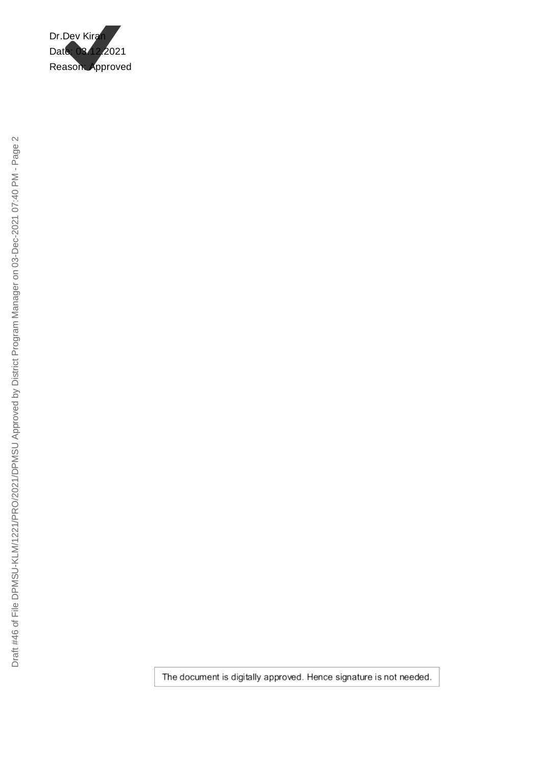Dr.Dev Kiran
Date: 03.12.2021
Reason: Approved

Draft #46 of File DPMSU-KLM/1221/PRO/2021/DPMSU Approved by District Program Manager on 03-Dec-2021 07:40 PM

The document is digitally approved. Hence signature is not needed.